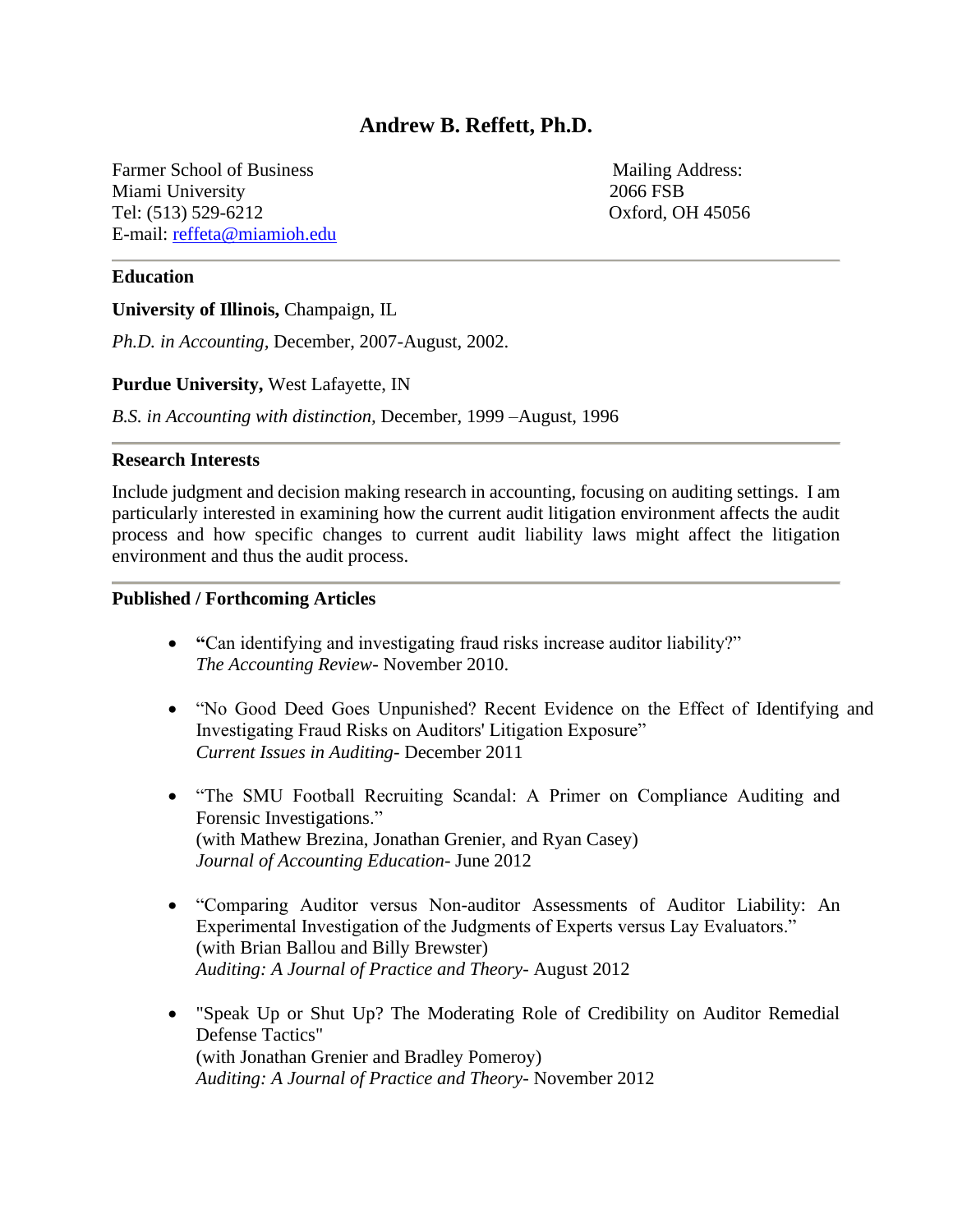# Andrew B. Reffett, Ph.D.

Farmer School of Business
Miami University
Tel: (513) 529-6212
E-mail: [reffeta@miamioh.edu](mailto:reffeta@miamioh.edu)

Mailing Address:
2066 FSB
Oxford, OH 45056

## Education

**University of Illinois,** Champaign, IL

*Ph.D. in Accounting,* December, 2007-August, 2002.

**Purdue University,** West Lafayette, IN

*B.S. in Accounting with distinction,* December, 1999 –August, 1996

## Research Interests

Include judgment and decision making research in accounting, focusing on auditing settings. I am particularly interested in examining how the current audit litigation environment affects the audit process and how specific changes to current audit liability laws might affect the litigation environment and thus the audit process.

## Published / Forthcoming Articles

- **"**Can identifying and investigating fraud risks increase auditor liability?"
  *The Accounting Review*- November 2010.

- "No Good Deed Goes Unpunished? Recent Evidence on the Effect of Identifying and Investigating Fraud Risks on Auditors' Litigation Exposure"
  *Current Issues in Auditing*- December 2011

- "The SMU Football Recruiting Scandal: A Primer on Compliance Auditing and Forensic Investigations."
  (with Mathew Brezina, Jonathan Grenier, and Ryan Casey)
  *Journal of Accounting Education*- June 2012

- "Comparing Auditor versus Non-auditor Assessments of Auditor Liability: An Experimental Investigation of the Judgments of Experts versus Lay Evaluators."
  (with Brian Ballou and Billy Brewster)
  *Auditing: A Journal of Practice and Theory*- August 2012

- "Speak Up or Shut Up? The Moderating Role of Credibility on Auditor Remedial Defense Tactics"
  (with Jonathan Grenier and Bradley Pomeroy)
  *Auditing: A Journal of Practice and Theory*- November 2012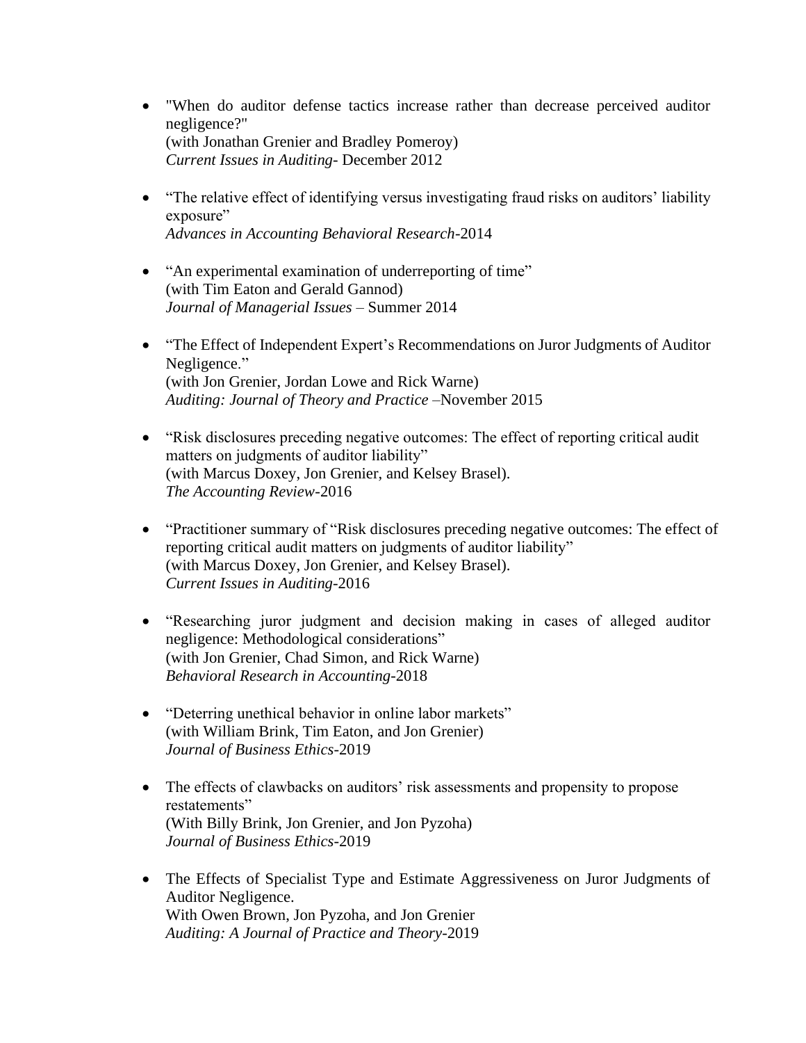- "When do auditor defense tactics increase rather than decrease perceived auditor negligence?"
  (with Jonathan Grenier and Bradley Pomeroy)
  *Current Issues in Auditing*- December 2012

- "The relative effect of identifying versus investigating fraud risks on auditors' liability exposure"
  *Advances in Accounting Behavioral Research*-2014

- "An experimental examination of underreporting of time"
  (with Tim Eaton and Gerald Gannod)
  *Journal of Managerial Issues* – Summer 2014

- "The Effect of Independent Expert's Recommendations on Juror Judgments of Auditor Negligence."
  (with Jon Grenier, Jordan Lowe and Rick Warne)
  *Auditing: Journal of Theory and Practice* –November 2015

- "Risk disclosures preceding negative outcomes: The effect of reporting critical audit matters on judgments of auditor liability"
  (with Marcus Doxey, Jon Grenier, and Kelsey Brasel).
  *The Accounting Review*-2016

- "Practitioner summary of "Risk disclosures preceding negative outcomes: The effect of reporting critical audit matters on judgments of auditor liability"
  (with Marcus Doxey, Jon Grenier, and Kelsey Brasel).
  *Current Issues in Auditing*-2016

- "Researching juror judgment and decision making in cases of alleged auditor negligence: Methodological considerations"
  (with Jon Grenier, Chad Simon, and Rick Warne)
  *Behavioral Research in Accounting*-2018

- "Deterring unethical behavior in online labor markets"
  (with William Brink, Tim Eaton, and Jon Grenier)
  *Journal of Business Ethics*-2019

- The effects of clawbacks on auditors' risk assessments and propensity to propose restatements"
  (With Billy Brink, Jon Grenier, and Jon Pyzoha)
  *Journal of Business Ethics*-2019

- The Effects of Specialist Type and Estimate Aggressiveness on Juror Judgments of Auditor Negligence.
  With Owen Brown, Jon Pyzoha, and Jon Grenier
  *Auditing: A Journal of Practice and Theory*-2019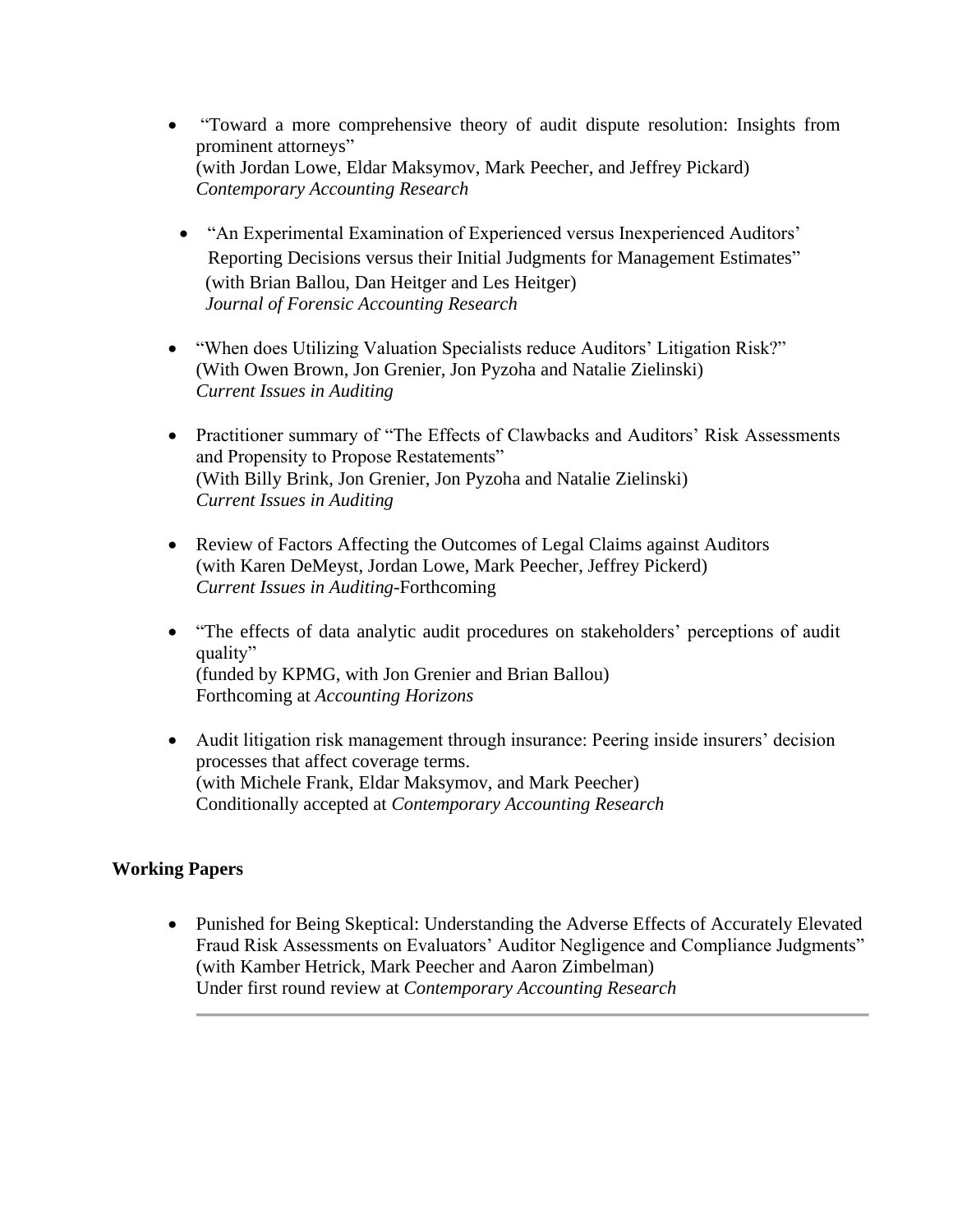- "Toward a more comprehensive theory of audit dispute resolution: Insights from prominent attorneys"
  (with Jordan Lowe, Eldar Maksymov, Mark Peecher, and Jeffrey Pickard)
  *Contemporary Accounting Research*

- "An Experimental Examination of Experienced versus Inexperienced Auditors' Reporting Decisions versus their Initial Judgments for Management Estimates"
  (with Brian Ballou, Dan Heitger and Les Heitger)
  *Journal of Forensic Accounting Research*

- "When does Utilizing Valuation Specialists reduce Auditors' Litigation Risk?"
  (With Owen Brown, Jon Grenier, Jon Pyzoha and Natalie Zielinski)
  *Current Issues in Auditing*

- Practitioner summary of "The Effects of Clawbacks and Auditors' Risk Assessments and Propensity to Propose Restatements"
  (With Billy Brink, Jon Grenier, Jon Pyzoha and Natalie Zielinski)
  *Current Issues in Auditing*

- Review of Factors Affecting the Outcomes of Legal Claims against Auditors
  (with Karen DeMeyst, Jordan Lowe, Mark Peecher, Jeffrey Pickerd)
  *Current Issues in Auditing*-Forthcoming

- "The effects of data analytic audit procedures on stakeholders' perceptions of audit quality"
  (funded by KPMG, with Jon Grenier and Brian Ballou)
  Forthcoming at *Accounting Horizons*

- Audit litigation risk management through insurance: Peering inside insurers' decision processes that affect coverage terms.
  (with Michele Frank, Eldar Maksymov, and Mark Peecher)
  Conditionally accepted at *Contemporary Accounting Research*

**Working Papers**

- Punished for Being Skeptical: Understanding the Adverse Effects of Accurately Elevated Fraud Risk Assessments on Evaluators' Auditor Negligence and Compliance Judgments"
  (with Kamber Hetrick, Mark Peecher and Aaron Zimbelman)
  Under first round review at *Contemporary Accounting Research*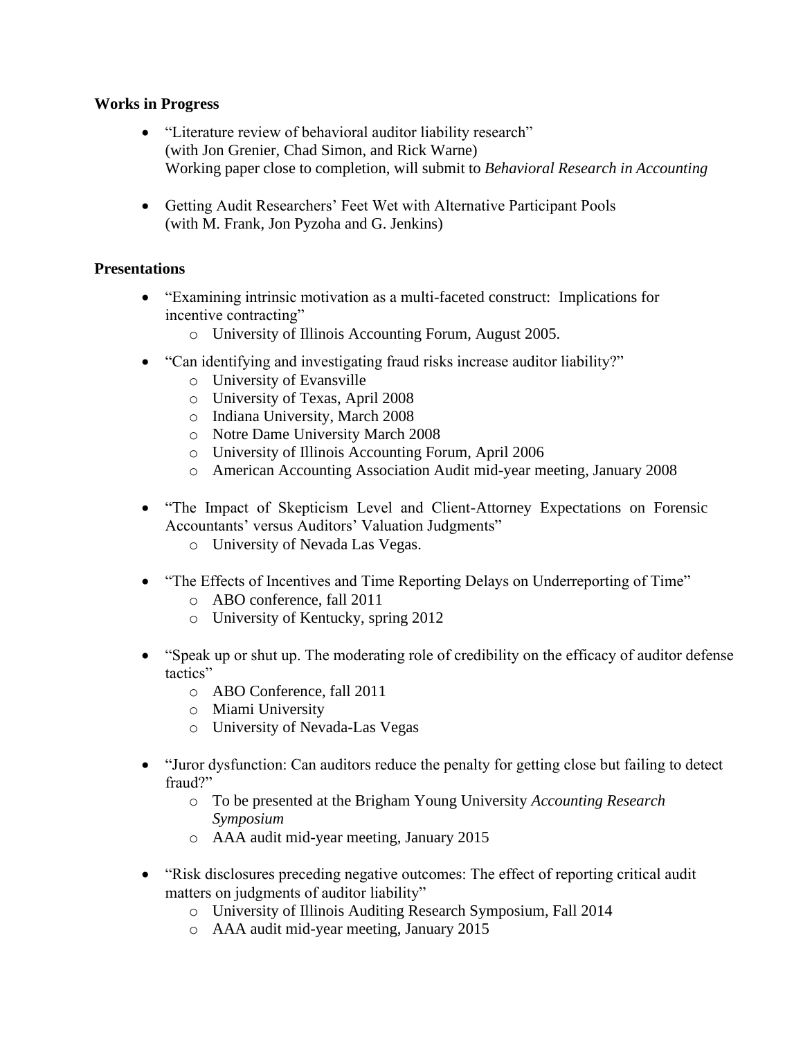**Works in Progress**

- "Literature review of behavioral auditor liability research"
  (with Jon Grenier, Chad Simon, and Rick Warne)
  Working paper close to completion, will submit to *Behavioral Research in Accounting*

- Getting Audit Researchers' Feet Wet with Alternative Participant Pools
  (with M. Frank, Jon Pyzoha and G. Jenkins)

**Presentations**

- "Examining intrinsic motivation as a multi-faceted construct: Implications for incentive contracting"
  - University of Illinois Accounting Forum, August 2005.

- "Can identifying and investigating fraud risks increase auditor liability?"
  - University of Evansville
  - University of Texas, April 2008
  - Indiana University, March 2008
  - Notre Dame University March 2008
  - University of Illinois Accounting Forum, April 2006
  - American Accounting Association Audit mid-year meeting, January 2008

- "The Impact of Skepticism Level and Client-Attorney Expectations on Forensic Accountants' versus Auditors' Valuation Judgments"
  - University of Nevada Las Vegas.

- "The Effects of Incentives and Time Reporting Delays on Underreporting of Time"
  - ABO conference, fall 2011
  - University of Kentucky, spring 2012

- "Speak up or shut up. The moderating role of credibility on the efficacy of auditor defense tactics"
  - ABO Conference, fall 2011
  - Miami University
  - University of Nevada-Las Vegas

- "Juror dysfunction: Can auditors reduce the penalty for getting close but failing to detect fraud?"
  - To be presented at the Brigham Young University *Accounting Research Symposium*
  - AAA audit mid-year meeting, January 2015

- "Risk disclosures preceding negative outcomes: The effect of reporting critical audit matters on judgments of auditor liability"
  - University of Illinois Auditing Research Symposium, Fall 2014
  - AAA audit mid-year meeting, January 2015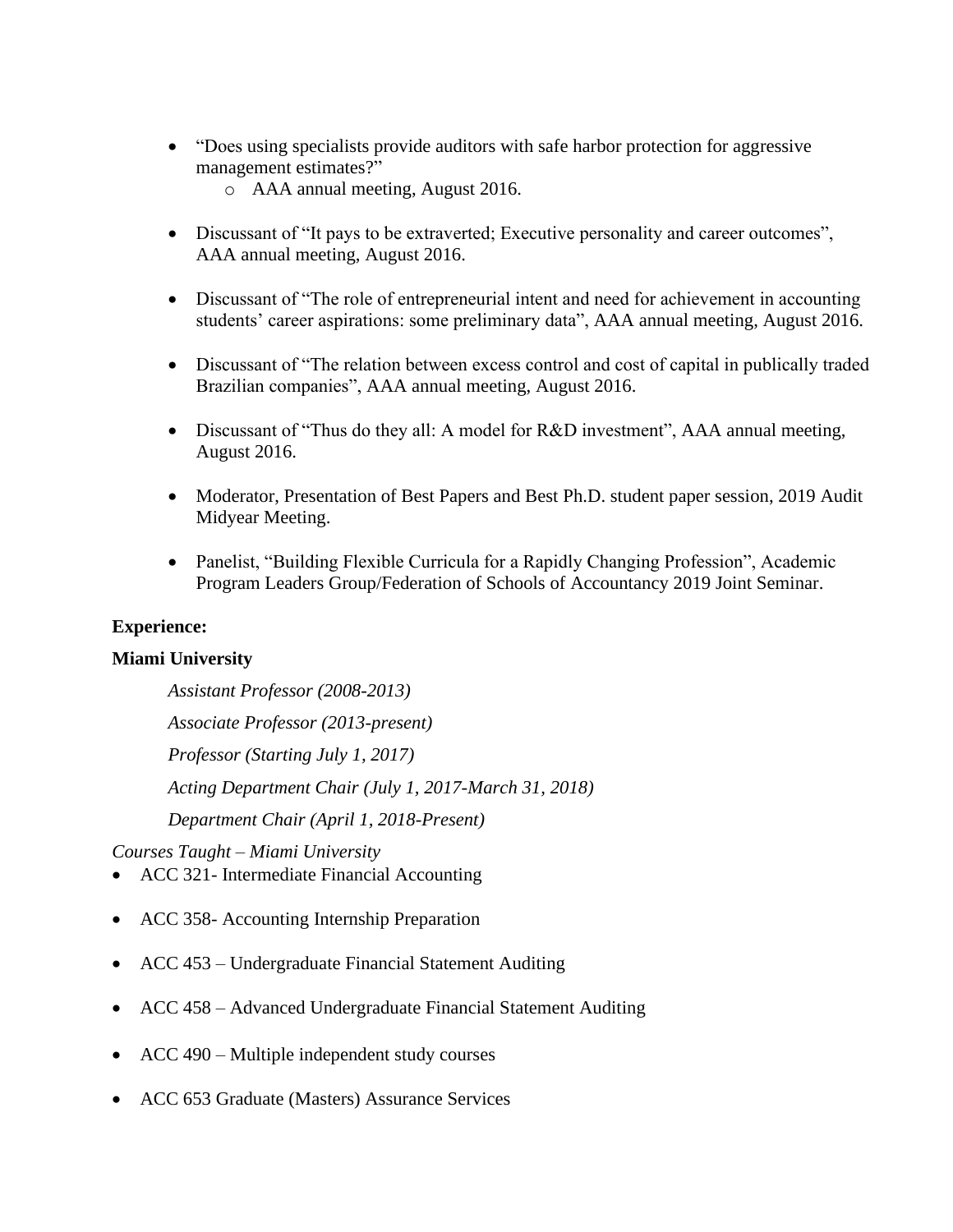- "Does using specialists provide auditors with safe harbor protection for aggressive management estimates?"
    - AAA annual meeting, August 2016.

- Discussant of "It pays to be extraverted; Executive personality and career outcomes", AAA annual meeting, August 2016.

- Discussant of "The role of entrepreneurial intent and need for achievement in accounting students' career aspirations: some preliminary data", AAA annual meeting, August 2016.

- Discussant of "The relation between excess control and cost of capital in publically traded Brazilian companies", AAA annual meeting, August 2016.

- Discussant of "Thus do they all: A model for R&D investment", AAA annual meeting, August 2016.

- Moderator, Presentation of Best Papers and Best Ph.D. student paper session, 2019 Audit Midyear Meeting.

- Panelist, "Building Flexible Curricula for a Rapidly Changing Profession", Academic Program Leaders Group/Federation of Schools of Accountancy 2019 Joint Seminar.

**Experience:**

**Miami University**

*Assistant Professor (2008-2013)*

*Associate Professor (2013-present)*

*Professor (Starting July 1, 2017)*

*Acting Department Chair (July 1, 2017-March 31, 2018)*

*Department Chair (April 1, 2018-Present)*

*Courses Taught – Miami University*

- ACC 321- Intermediate Financial Accounting

- ACC 358- Accounting Internship Preparation

- ACC 453 – Undergraduate Financial Statement Auditing

- ACC 458 – Advanced Undergraduate Financial Statement Auditing

- ACC 490 – Multiple independent study courses

- ACC 653 Graduate (Masters) Assurance Services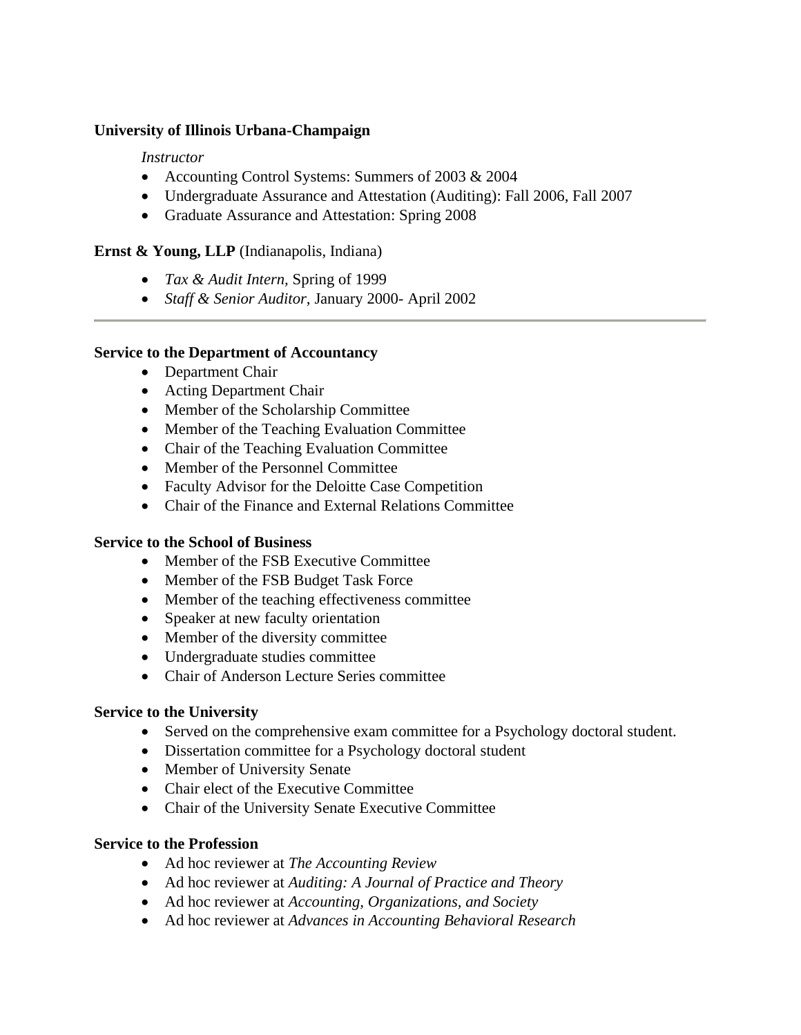**University of Illinois Urbana-Champaign**

*Instructor*

- Accounting Control Systems: Summers of 2003 & 2004
- Undergraduate Assurance and Attestation (Auditing): Fall 2006, Fall 2007
- Graduate Assurance and Attestation: Spring 2008

**Ernst & Young, LLP** (Indianapolis, Indiana)

- *Tax & Audit Intern,* Spring of 1999
- *Staff & Senior Auditor,* January 2000- April 2002

---

**Service to the Department of Accountancy**

- Department Chair
- Acting Department Chair
- Member of the Scholarship Committee
- Member of the Teaching Evaluation Committee
- Chair of the Teaching Evaluation Committee
- Member of the Personnel Committee
- Faculty Advisor for the Deloitte Case Competition
- Chair of the Finance and External Relations Committee

**Service to the School of Business**

- Member of the FSB Executive Committee
- Member of the FSB Budget Task Force
- Member of the teaching effectiveness committee
- Speaker at new faculty orientation
- Member of the diversity committee
- Undergraduate studies committee
- Chair of Anderson Lecture Series committee

**Service to the University**

- Served on the comprehensive exam committee for a Psychology doctoral student.
- Dissertation committee for a Psychology doctoral student
- Member of University Senate
- Chair elect of the Executive Committee
- Chair of the University Senate Executive Committee

**Service to the Profession**

- Ad hoc reviewer at *The Accounting Review*
- Ad hoc reviewer at *Auditing: A Journal of Practice and Theory*
- Ad hoc reviewer at *Accounting, Organizations, and Society*
- Ad hoc reviewer at *Advances in Accounting Behavioral Research*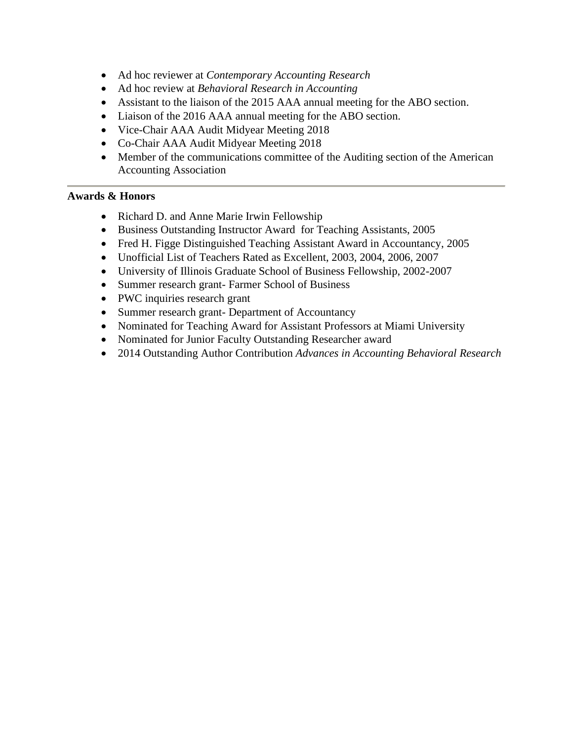- Ad hoc reviewer at *Contemporary Accounting Research*
- Ad hoc review at *Behavioral Research in Accounting*
- Assistant to the liaison of the 2015 AAA annual meeting for the ABO section.
- Liaison of the 2016 AAA annual meeting for the ABO section.
- Vice-Chair AAA Audit Midyear Meeting 2018
- Co-Chair AAA Audit Midyear Meeting 2018
- Member of the communications committee of the Auditing section of the American Accounting Association

---

**Awards & Honors**

- Richard D. and Anne Marie Irwin Fellowship
- Business Outstanding Instructor Award for Teaching Assistants, 2005
- Fred H. Figge Distinguished Teaching Assistant Award in Accountancy, 2005
- Unofficial List of Teachers Rated as Excellent, 2003, 2004, 2006, 2007
- University of Illinois Graduate School of Business Fellowship, 2002-2007
- Summer research grant- Farmer School of Business
- PWC inquiries research grant
- Summer research grant- Department of Accountancy
- Nominated for Teaching Award for Assistant Professors at Miami University
- Nominated for Junior Faculty Outstanding Researcher award
- 2014 Outstanding Author Contribution *Advances in Accounting Behavioral Research*